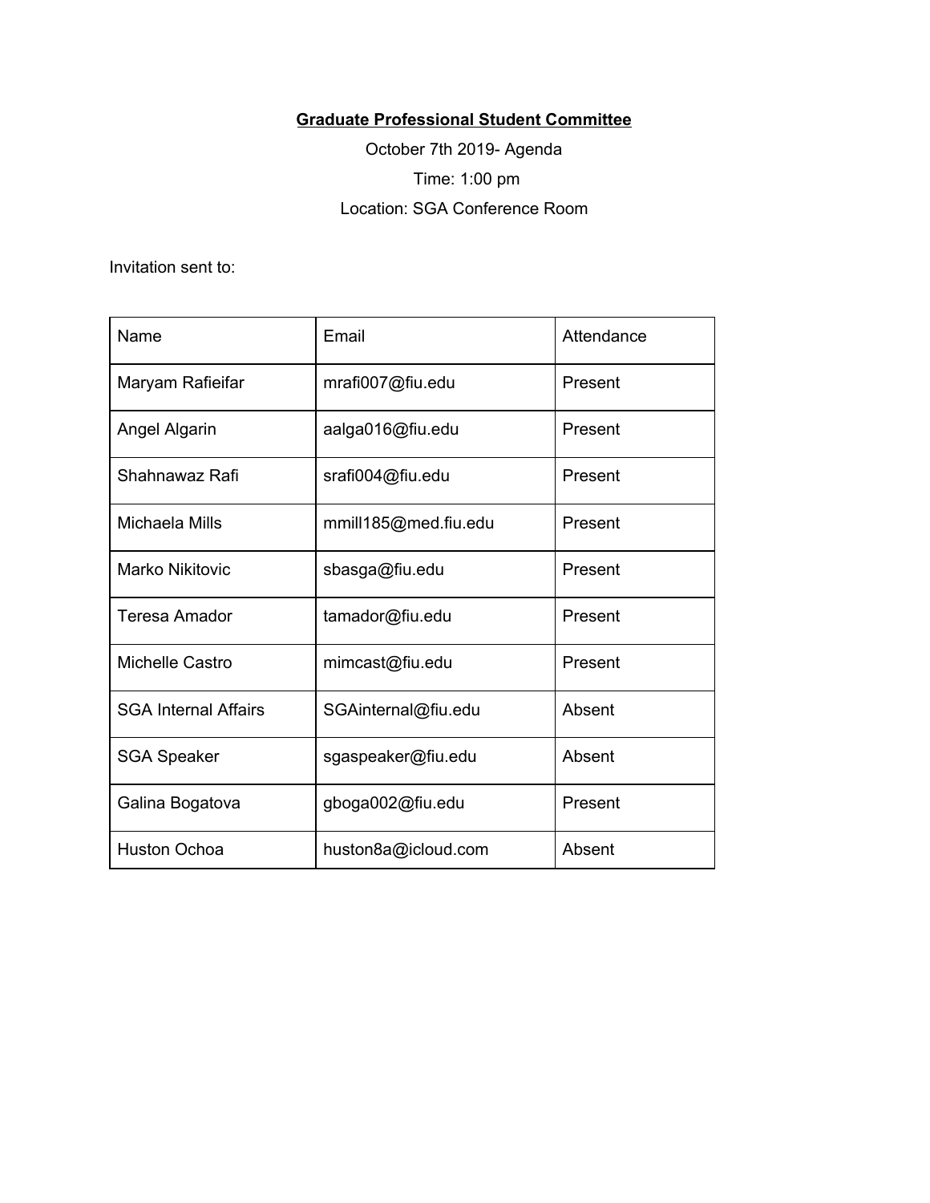**Graduate Professional Student Committee**

October 7th 2019- Agenda

Time: 1:00 pm

Location: SGA Conference Room

Invitation sent to:

| Name | Email | Attendance |
|---|---|---|
| Maryam Rafieifar | mrafi007@fiu.edu | Present |
| Angel Algarin | aalga016@fiu.edu | Present |
| Shahnawaz Rafi | srafi004@fiu.edu | Present |
| Michaela Mills | mmill185@med.fiu.edu | Present |
| Marko Nikitovic | sbasga@fiu.edu | Present |
| Teresa Amador | tamador@fiu.edu | Present |
| Michelle Castro | mimcast@fiu.edu | Present |
| SGA Internal Affairs | SGAinternal@fiu.edu | Absent |
| SGA Speaker | sgaspeaker@fiu.edu | Absent |
| Galina Bogatova | gboga002@fiu.edu | Present |
| Huston Ochoa | huston8a@icloud.com | Absent |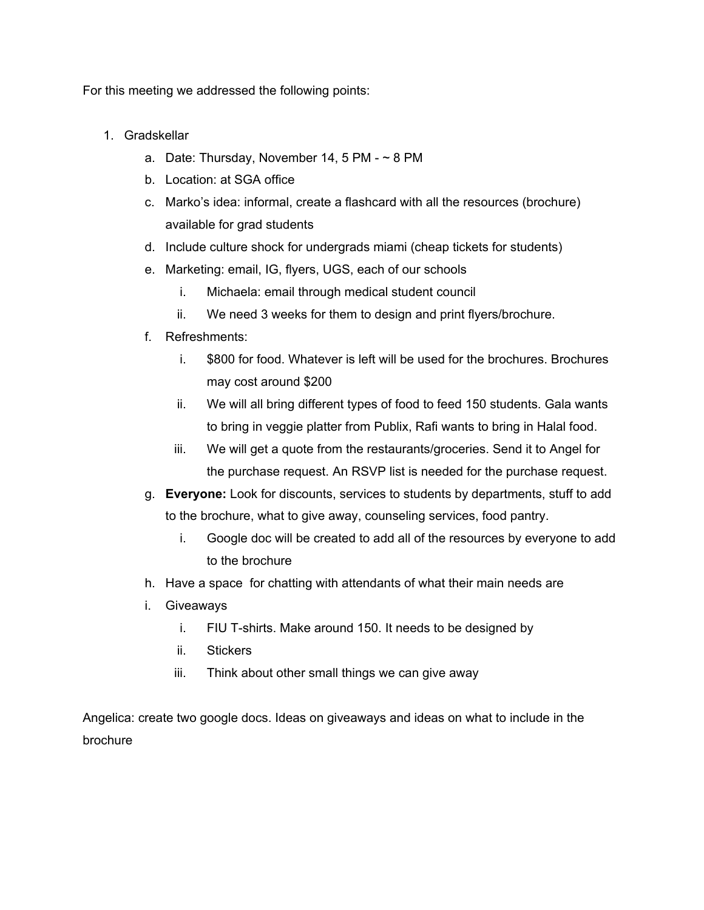For this meeting we addressed the following points:

1. Gradskellar
   a. Date: Thursday, November 14, 5 PM - ~ 8 PM
   b. Location: at SGA office
   c. Marko's idea: informal, create a flashcard with all the resources (brochure) available for grad students
   d. Include culture shock for undergrads miami (cheap tickets for students)
   e. Marketing: email, IG, flyers, UGS, each of our schools
      i. Michaela: email through medical student council
      ii. We need 3 weeks for them to design and print flyers/brochure.
   f. Refreshments:
      i. $800 for food. Whatever is left will be used for the brochures. Brochures may cost around $200
      ii. We will all bring different types of food to feed 150 students. Gala wants to bring in veggie platter from Publix, Rafi wants to bring in Halal food.
      iii. We will get a quote from the restaurants/groceries. Send it to Angel for the purchase request. An RSVP list is needed for the purchase request.
   g. **Everyone:** Look for discounts, services to students by departments, stuff to add to the brochure, what to give away, counseling services, food pantry.
      i. Google doc will be created to add all of the resources by everyone to add to the brochure
   h. Have a space for chatting with attendants of what their main needs are
   i. Giveaways
      i. FIU T-shirts. Make around 150. It needs to be designed by
      ii. Stickers
      iii. Think about other small things we can give away

Angelica: create two google docs. Ideas on giveaways and ideas on what to include in the brochure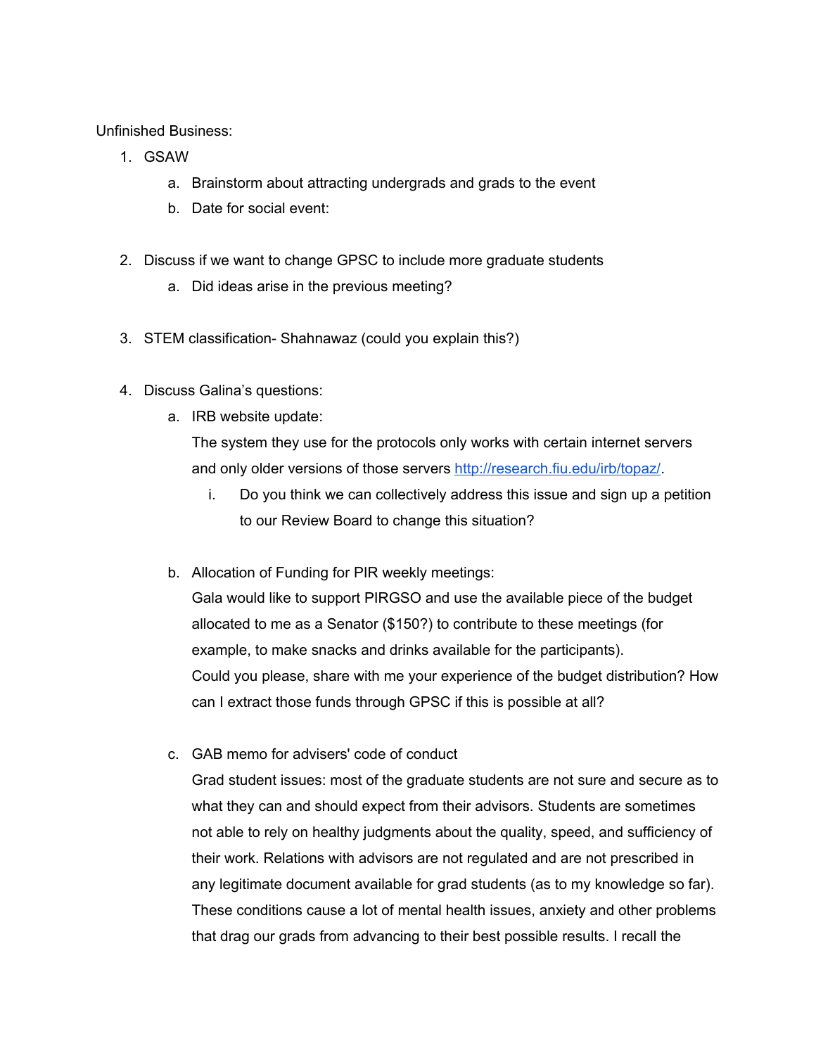Unfinished Business:

1. GSAW
   a. Brainstorm about attracting undergrads and grads to the event
   b. Date for social event:

2. Discuss if we want to change GPSC to include more graduate students
   a. Did ideas arise in the previous meeting?

3. STEM classification- Shahnawaz (could you explain this?)

4. Discuss Galina's questions:
   a. IRB website update:
      The system they use for the protocols only works with certain internet servers and only older versions of those servers [http://research.fiu.edu/irb/topaz/](http://research.fiu.edu/irb/topaz/).
      i. Do you think we can collectively address this issue and sign up a petition to our Review Board to change this situation?

   b. Allocation of Funding for PIR weekly meetings:
      Gala would like to support PIRGSO and use the available piece of the budget allocated to me as a Senator ($150?) to contribute to these meetings (for example, to make snacks and drinks available for the participants).
      Could you please, share with me your experience of the budget distribution? How can I extract those funds through GPSC if this is possible at all?

   c. GAB memo for advisers' code of conduct
      Grad student issues: most of the graduate students are not sure and secure as to what they can and should expect from their advisors. Students are sometimes not able to rely on healthy judgments about the quality, speed, and sufficiency of their work. Relations with advisors are not regulated and are not prescribed in any legitimate document available for grad students (as to my knowledge so far). These conditions cause a lot of mental health issues, anxiety and other problems that drag our grads from advancing to their best possible results. I recall the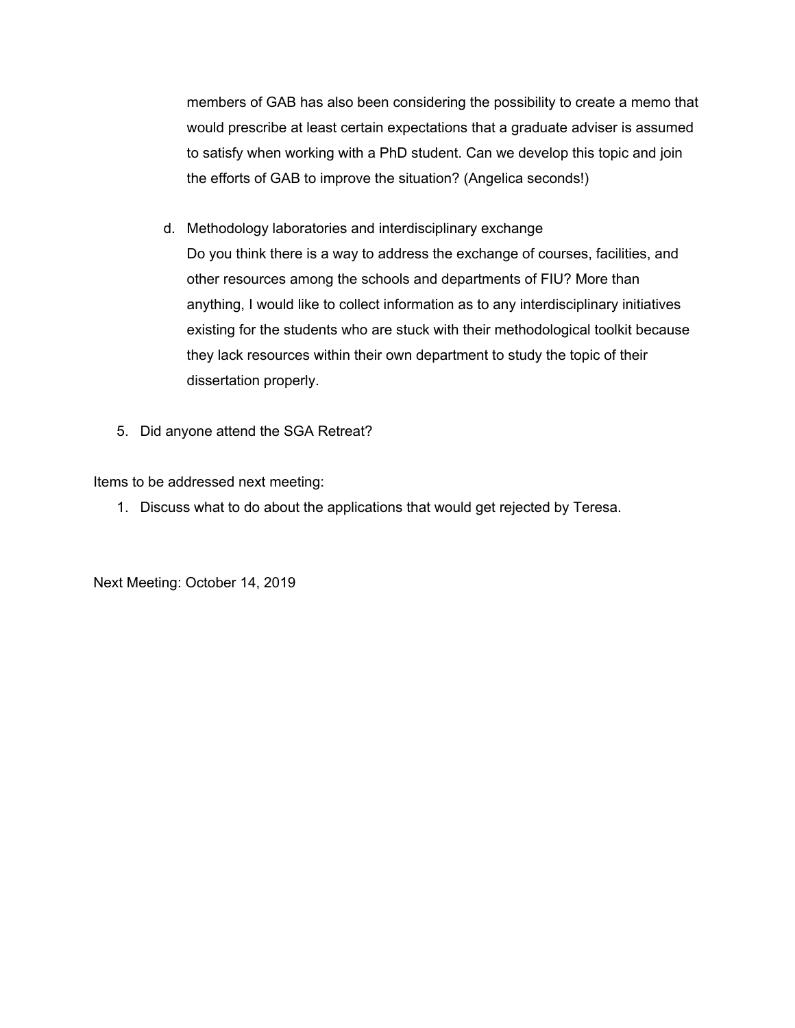members of GAB has also been considering the possibility to create a memo that would prescribe at least certain expectations that a graduate adviser is assumed to satisfy when working with a PhD student. Can we develop this topic and join the efforts of GAB to improve the situation? (Angelica seconds!)

   d. Methodology laboratories and interdisciplinary exchange
      Do you think there is a way to address the exchange of courses, facilities, and other resources among the schools and departments of FIU? More than anything, I would like to collect information as to any interdisciplinary initiatives existing for the students who are stuck with their methodological toolkit because they lack resources within their own department to study the topic of their dissertation properly.

5. Did anyone attend the SGA Retreat?

Items to be addressed next meeting:

1. Discuss what to do about the applications that would get rejected by Teresa.

Next Meeting: October 14, 2019